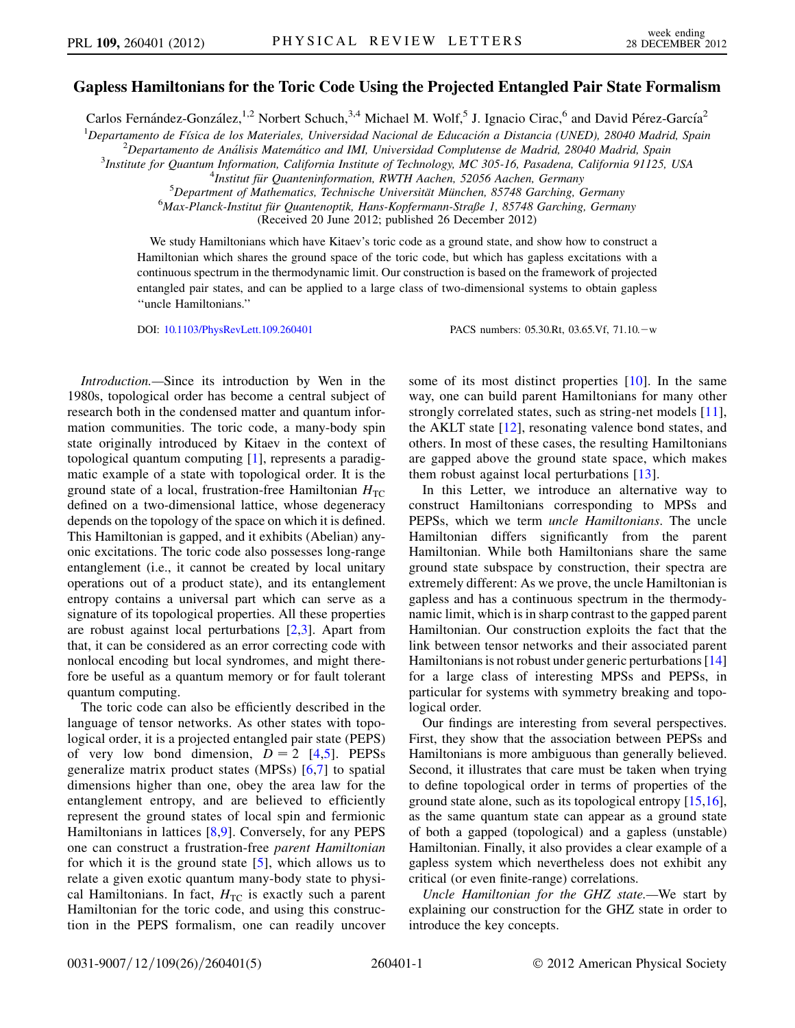# Gapless Hamiltonians for the Toric Code Using the Projected Entangled Pair State Formalism

Carlos Fernández-González,[1,2] Norbert Schuch,[3,4] Michael M. Wolf,[5] J. Ignacio Cirac,[6] and David Pérez-García[2]

[1]Departamento de Física de los Materiales, Universidad Nacional de Educación a Distancia (UNED), 28040 Madrid, Spain
[2]Departamento de Análisis Matemático and IMI, Universidad Complutense de Madrid, 28040 Madrid, Spain
[3]Institute for Quantum Information, California Institute of Technology, MC 305-16, Pasadena, California 91125, USA
[4]Institut für Quanteninformation, RWTH Aachen, 52056 Aachen, Germany
[5]Department of Mathematics, Technische Universität München, 85748 Garching, Germany
[6]Max-Planck-Institut für Quantenoptik, Hans-Kopfermann-Straße 1, 85748 Garching, Germany

(Received 20 June 2012; published 26 December 2012)

We study Hamiltonians which have Kitaev's toric code as a ground state, and show how to construct a Hamiltonian which shares the ground space of the toric code, but which has gapless excitations with a continuous spectrum in the thermodynamic limit. Our construction is based on the framework of projected entangled pair states, and can be applied to a large class of two-dimensional systems to obtain gapless "uncle Hamiltonians."

DOI: 10.1103/PhysRevLett.109.260401 PACS numbers: 05.30.Rt, 03.65.Vf, 71.10.−w

*Introduction.*—Since its introduction by Wen in the 1980s, topological order has become a central subject of research both in the condensed matter and quantum information communities. The toric code, a many-body spin state originally introduced by Kitaev in the context of topological quantum computing [1], represents a paradigmatic example of a state with topological order. It is the ground state of a local, frustration-free Hamiltonian $H_{\mathrm{TC}}$ defined on a two-dimensional lattice, whose degeneracy depends on the topology of the space on which it is defined. This Hamiltonian is gapped, and it exhibits (Abelian) anyonic excitations. The toric code also possesses long-range entanglement (i.e., it cannot be created by local unitary operations out of a product state), and its entanglement entropy contains a universal part which can serve as a signature of its topological properties. All these properties are robust against local perturbations [2,3]. Apart from that, it can be considered as an error correcting code with nonlocal encoding but local syndromes, and might therefore be useful as a quantum memory or for fault tolerant quantum computing.

The toric code can also be efficiently described in the language of tensor networks. As other states with topological order, it is a projected entangled pair state (PEPS) of very low bond dimension, $D = 2$ [4,5]. PEPSs generalize matrix product states (MPSs) [6,7] to spatial dimensions higher than one, obey the area law for the entanglement entropy, and are believed to efficiently represent the ground states of local spin and fermionic Hamiltonians in lattices [8,9]. Conversely, for any PEPS one can construct a frustration-free *parent Hamiltonian* for which it is the ground state [5], which allows us to relate a given exotic quantum many-body state to physical Hamiltonians. In fact, $H_{\mathrm{TC}}$ is exactly such a parent Hamiltonian for the toric code, and using this construction in the PEPS formalism, one can readily uncover some of its most distinct properties [10]. In the same way, one can build parent Hamiltonians for many other strongly correlated states, such as string-net models [11], the AKLT state [12], resonating valence bond states, and others. In most of these cases, the resulting Hamiltonians are gapped above the ground state space, which makes them robust against local perturbations [13].

In this Letter, we introduce an alternative way to construct Hamiltonians corresponding to MPSs and PEPSs, which we term *uncle Hamiltonians*. The uncle Hamiltonian differs significantly from the parent Hamiltonian. While both Hamiltonians share the same ground state subspace by construction, their spectra are extremely different: As we prove, the uncle Hamiltonian is gapless and has a continuous spectrum in the thermodynamic limit, which is in sharp contrast to the gapped parent Hamiltonian. Our construction exploits the fact that the link between tensor networks and their associated parent Hamiltonians is not robust under generic perturbations [14] for a large class of interesting MPSs and PEPSs, in particular for systems with symmetry breaking and topological order.

Our findings are interesting from several perspectives. First, they show that the association between PEPSs and Hamiltonians is more ambiguous than generally believed. Second, it illustrates that care must be taken when trying to define topological order in terms of properties of the ground state alone, such as its topological entropy [15,16], as the same quantum state can appear as a ground state of both a gapped (topological) and a gapless (unstable) Hamiltonian. Finally, it also provides a clear example of a gapless system which nevertheless does not exhibit any critical (or even finite-range) correlations.

*Uncle Hamiltonian for the GHZ state.*—We start by explaining our construction for the GHZ state in order to introduce the key concepts.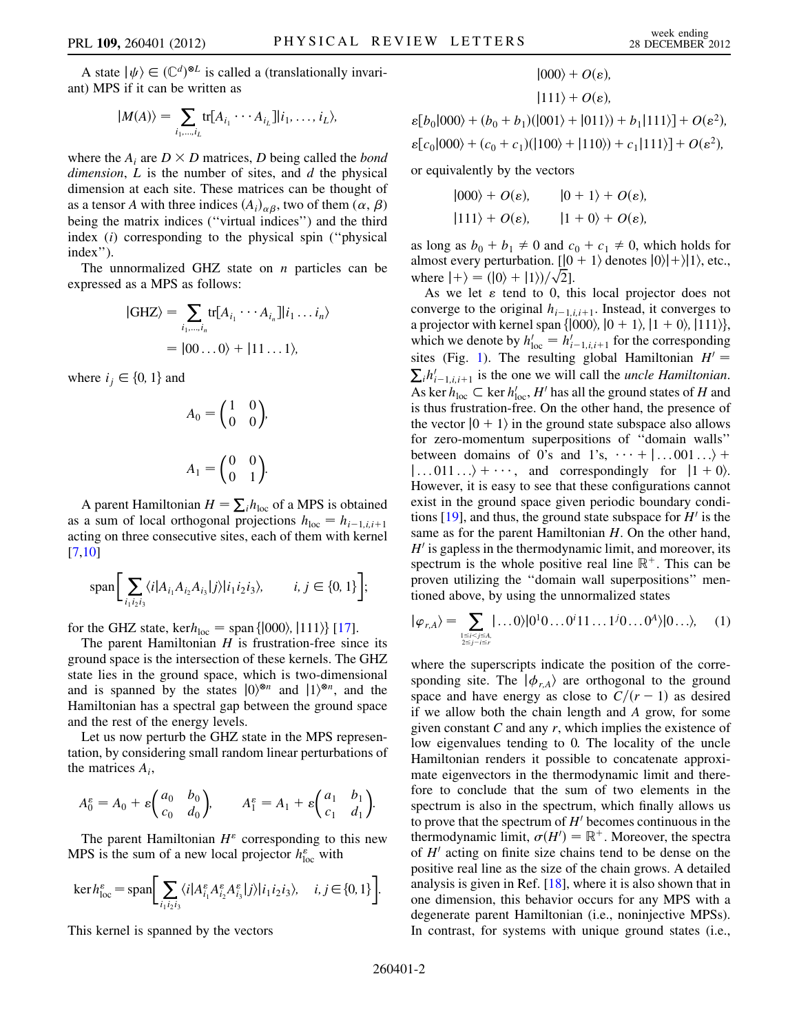A state $|\psi\rangle \in (\mathbb{C}^d)^{\otimes L}$ is called a (translationally invariant) MPS if it can be written as

$$|M(A)\rangle = \sum_{i_1,\ldots,i_L} \mathrm{tr}[A_{i_1}\cdots A_{i_L}]|i_1,\ldots,i_L\rangle,$$

where the $A_i$ are $D \times D$ matrices, $D$ being called the *bond dimension*, $L$ is the number of sites, and $d$ the physical dimension at each site. These matrices can be thought of as a tensor $A$ with three indices $(A_i)_{\alpha\beta}$, two of them $(\alpha, \beta)$ being the matrix indices ("virtual indices") and the third index $(i)$ corresponding to the physical spin ("physical index").

The unnormalized GHZ state on $n$ particles can be expressed as a MPS as follows:

$$|\mathrm{GHZ}\rangle = \sum_{i_1,\ldots,i_n} \mathrm{tr}[A_{i_1}\cdots A_{i_n}]|i_1\ldots i_n\rangle$$
$$= |00\ldots0\rangle + |11\ldots1\rangle,$$

where $i_j \in \{0,1\}$ and

$$A_0 = \begin{pmatrix} 1 & 0 \\ 0 & 0 \end{pmatrix},$$

$$A_1 = \begin{pmatrix} 0 & 0 \\ 0 & 1 \end{pmatrix}.$$

A parent Hamiltonian $H = \sum_i h_{\mathrm{loc}}$ of a MPS is obtained as a sum of local orthogonal projections $h_{\mathrm{loc}} = h_{i-1,i,i+1}$ acting on three consecutive sites, each of them with kernel [7,10]

$$\mathrm{span}\Bigg[\sum_{i_1 i_2 i_3} \langle i|A_{i_1}A_{i_2}A_{i_3}|j\rangle|i_1 i_2 i_3\rangle, \qquad i,j \in \{0,1\}\Bigg];$$

for the GHZ state, $\ker h_{\mathrm{loc}} = \mathrm{span}\{|000\rangle, |111\rangle\}$ [17].

The parent Hamiltonian $H$ is frustration-free since its ground space is the intersection of these kernels. The GHZ state lies in the ground space, which is two-dimensional and is spanned by the states $|0\rangle^{\otimes n}$ and $|1\rangle^{\otimes n}$, and the Hamiltonian has a spectral gap between the ground space and the rest of the energy levels.

Let us now perturb the GHZ state in the MPS representation, by considering small random linear perturbations of the matrices $A_i$,

$$A_0^\varepsilon = A_0 + \varepsilon\begin{pmatrix} a_0 & b_0 \\ c_0 & d_0 \end{pmatrix}, \qquad A_1^\varepsilon = A_1 + \varepsilon\begin{pmatrix} a_1 & b_1 \\ c_1 & d_1 \end{pmatrix}.$$

The parent Hamiltonian $H^\varepsilon$ corresponding to this new MPS is the sum of a new local projector $h_{\mathrm{loc}}^\varepsilon$ with

$$\ker h_{\mathrm{loc}}^\varepsilon = \mathrm{span}\Bigg[\sum_{i_1 i_2 i_3} \langle i|A_{i_1}^\varepsilon A_{i_2}^\varepsilon A_{i_3}^\varepsilon|j\rangle|i_1 i_2 i_3\rangle, \quad i,j \in \{0,1\}\Bigg].$$

This kernel is spanned by the vectors

$$|000\rangle + O(\varepsilon),$$
$$|111\rangle + O(\varepsilon),$$
$$\varepsilon[b_0|000\rangle + (b_0+b_1)(|001\rangle + |011\rangle) + b_1|111\rangle] + O(\varepsilon^2),$$
$$\varepsilon[c_0|000\rangle + (c_0+c_1)(|100\rangle + |110\rangle) + c_1|111\rangle] + O(\varepsilon^2),$$

or equivalently by the vectors

$$|000\rangle + O(\varepsilon), \qquad |0+1\rangle + O(\varepsilon),$$
$$|111\rangle + O(\varepsilon), \qquad |1+0\rangle + O(\varepsilon),$$

as long as $b_0 + b_1 \neq 0$ and $c_0 + c_1 \neq 0$, which holds for almost every perturbation. [$|0+1\rangle$ denotes $|0\rangle|+\rangle|1\rangle$, etc., where $|+\rangle = (|0\rangle + |1\rangle)/\sqrt{2}$].

As we let $\varepsilon$ tend to 0, this local projector does not converge to the original $h_{i-1,i,i+1}$. Instead, it converges to a projector with kernel span $\{|000\rangle, |0+1\rangle, |1+0\rangle, |111\rangle\}$, which we denote by $h'_{\mathrm{loc}} = h'_{i-1,i,i+1}$ for the corresponding sites (Fig. 1). The resulting global Hamiltonian $H' = \sum_i h'_{i-1,i,i+1}$ is the one we will call the *uncle Hamiltonian*. As $\ker h_{\mathrm{loc}} \subset \ker h'_{\mathrm{loc}}$, $H'$ has all the ground states of $H$ and is thus frustration-free. On the other hand, the presence of the vector $|0+1\rangle$ in the ground state subspace also allows for zero-momentum superpositions of "domain walls" between domains of 0's and 1's, $\cdots + |\ldots001\ldots\rangle + |\ldots011\ldots\rangle + \cdots$, and correspondingly for $|1+0\rangle$. However, it is easy to see that these configurations cannot exist in the ground space given periodic boundary conditions [19], and thus, the ground state subspace for $H'$ is the same as for the parent Hamiltonian $H$. On the other hand, $H'$ is gapless in the thermodynamic limit, and moreover, its spectrum is the whole positive real line $\mathbb{R}^+$. This can be proven utilizing the "domain wall superpositions" mentioned above, by using the unnormalized states

$$|\varphi_{r,A}\rangle = \sum_{\substack{1\leq i<j\leq A,\\ 2\leq j-i\leq r}} |\ldots0\rangle|0^1 0\ldots 0^i 1 1\ldots 1^j 0\ldots 0^A\rangle|0\ldots\rangle, \qquad (1)$$

where the superscripts indicate the position of the corresponding site. The $|\phi_{r,A}\rangle$ are orthogonal to the ground space and have energy as close to $C/(r-1)$ as desired if we allow both the chain length and $A$ grow, for some given constant $C$ and any $r$, which implies the existence of low eigenvalues tending to 0. The locality of the uncle Hamiltonian renders it possible to concatenate approximate eigenvectors in the thermodynamic limit and therefore to conclude that the sum of two elements in the spectrum is also in the spectrum, which finally allows us to prove that the spectrum of $H'$ becomes continuous in the thermodynamic limit, $\sigma(H') = \mathbb{R}^+$. Moreover, the spectra of $H'$ acting on finite size chains tend to be dense on the positive real line as the size of the chain grows. A detailed analysis is given in Ref. [18], where it is also shown that in one dimension, this behavior occurs for any MPS with a degenerate parent Hamiltonian (i.e., noninjective MPSs). In contrast, for systems with unique ground states (i.e.,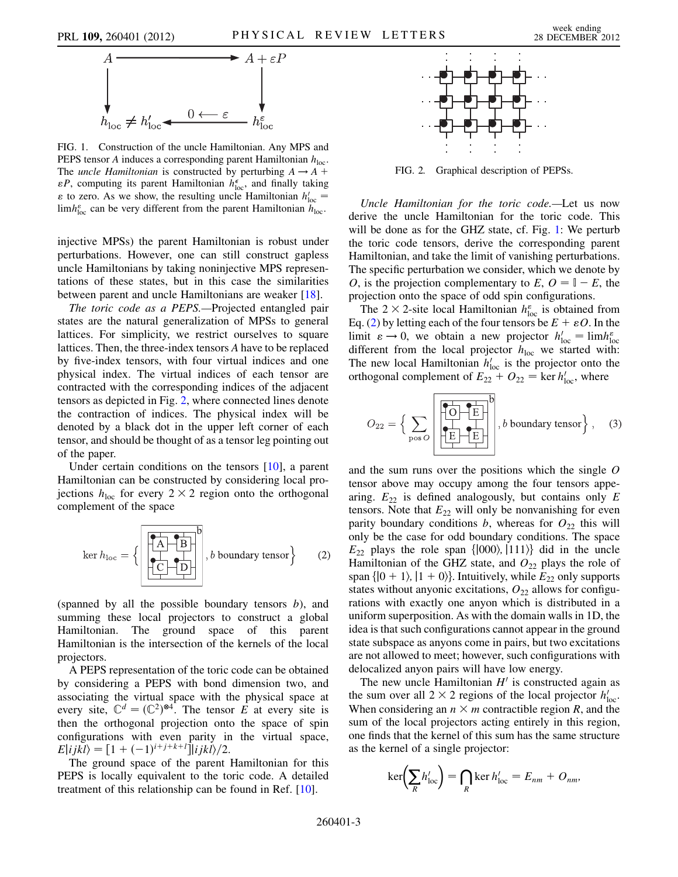FIG. 1. Construction of the uncle Hamiltonian. Any MPS and PEPS tensor $A$ induces a corresponding parent Hamiltonian $h_{\rm loc}$. The *uncle Hamiltonian* is constructed by perturbing $A \to A + \varepsilon P$, computing its parent Hamiltonian $h^{\varepsilon}_{\rm loc}$, and finally taking $\varepsilon$ to zero. As we show, the resulting uncle Hamiltonian $h'_{\rm loc} = \lim h^{\varepsilon}_{\rm loc}$ can be very different from the parent Hamiltonian $h_{\rm loc}$.

injective MPSs) the parent Hamiltonian is robust under perturbations. However, one can still construct gapless uncle Hamiltonians by taking noninjective MPS representations of these states, but in this case the similarities between parent and uncle Hamiltonians are weaker [18].

*The toric code as a PEPS.*—Projected entangled pair states are the natural generalization of MPSs to general lattices. For simplicity, we restrict ourselves to square lattices. Then, the three-index tensors $A$ have to be replaced by five-index tensors, with four virtual indices and one physical index. The virtual indices of each tensor are contracted with the corresponding indices of the adjacent tensors as depicted in Fig. 2, where connected lines denote the contraction of indices. The physical index will be denoted by a black dot in the upper left corner of each tensor, and should be thought of as a tensor leg pointing out of the paper.

Under certain conditions on the tensors [10], a parent Hamiltonian can be constructed by considering local projections $h_{\rm loc}$ for every $2\times 2$ region onto the orthogonal complement of the space

$$\ker h_{\rm loc} = \left\{ \begin{array}{|cc|} A & B \\ C & D \end{array}^{\,b}, \; b \text{ boundary tensor} \right\} \qquad (2)$$

(spanned by all the possible boundary tensors $b$), and summing these local projectors to construct a global Hamiltonian. The ground space of this parent Hamiltonian is the intersection of the kernels of the local projectors.

A PEPS representation of the toric code can be obtained by considering a PEPS with bond dimension two, and associating the virtual space with the physical space at every site, $\mathbb{C}^d = (\mathbb{C}^2)^{\otimes 4}$. The tensor $E$ at every site is then the orthogonal projection onto the space of spin configurations with even parity in the virtual space, $E|ijkl\rangle = [1 + (-1)^{i+j+k+l}]|ijkl\rangle/2$.

The ground space of the parent Hamiltonian for this PEPS is locally equivalent to the toric code. A detailed treatment of this relationship can be found in Ref. [10].

FIG. 2. Graphical description of PEPSs.

*Uncle Hamiltonian for the toric code.*—Let us now derive the uncle Hamiltonian for the toric code. This will be done as for the GHZ state, cf. Fig. 1: We perturb the toric code tensors, derive the corresponding parent Hamiltonian, and take the limit of vanishing perturbations. The specific perturbation we consider, which we denote by $O$, is the projection complementary to $E$, $O = \mathbb{I} - E$, the projection onto the space of odd spin configurations.

The $2\times 2$-site local Hamiltonian $h^{\varepsilon}_{\rm loc}$ is obtained from Eq. (2) by letting each of the four tensors be $E + \varepsilon O$. In the limit $\varepsilon \to 0$, we obtain a new projector $h'_{\rm loc} = \lim h^{\varepsilon}_{\rm loc}$ different from the local projector $h_{\rm loc}$ we started with: The new local Hamiltonian $h'_{\rm loc}$ is the projector onto the orthogonal complement of $E_{22} + O_{22} = \ker h'_{\rm loc}$, where

$$O_{22} = \left\{ \sum_{\text{pos } O} \begin{array}{|cc|} O & E \\ E & E \end{array}^{\,b}, \; b \text{ boundary tensor} \right\}, \qquad (3)$$

and the sum runs over the positions which the single $O$ tensor above may occupy among the four tensors appearing. $E_{22}$ is defined analogously, but contains only $E$ tensors. Note that $E_{22}$ will only be nonvanishing for even parity boundary conditions $b$, whereas for $O_{22}$ this will only be the case for odd boundary conditions. The space $E_{22}$ plays the role span $\{|000\rangle, |111\rangle\}$ did in the uncle Hamiltonian of the GHZ state, and $O_{22}$ plays the role of span $\{|0+1\rangle, |1+0\rangle\}$. Intuitively, while $E_{22}$ only supports states without anyonic excitations, $O_{22}$ allows for configurations with exactly one anyon which is distributed in a uniform superposition. As with the domain walls in 1D, the idea is that such configurations cannot appear in the ground state subspace as anyons come in pairs, but two excitations are not allowed to meet; however, such configurations with delocalized anyon pairs will have low energy.

The new uncle Hamiltonian $H'$ is constructed again as the sum over all $2\times 2$ regions of the local projector $h'_{\rm loc}$. When considering an $n\times m$ contractible region $R$, and the sum of the local projectors acting entirely in this region, one finds that the kernel of this sum has the same structure as the kernel of a single projector:

$$\ker\Big(\sum_R h'_{\rm loc}\Big) = \bigcap_R \ker h'_{\rm loc} = E_{nm} + O_{nm},$$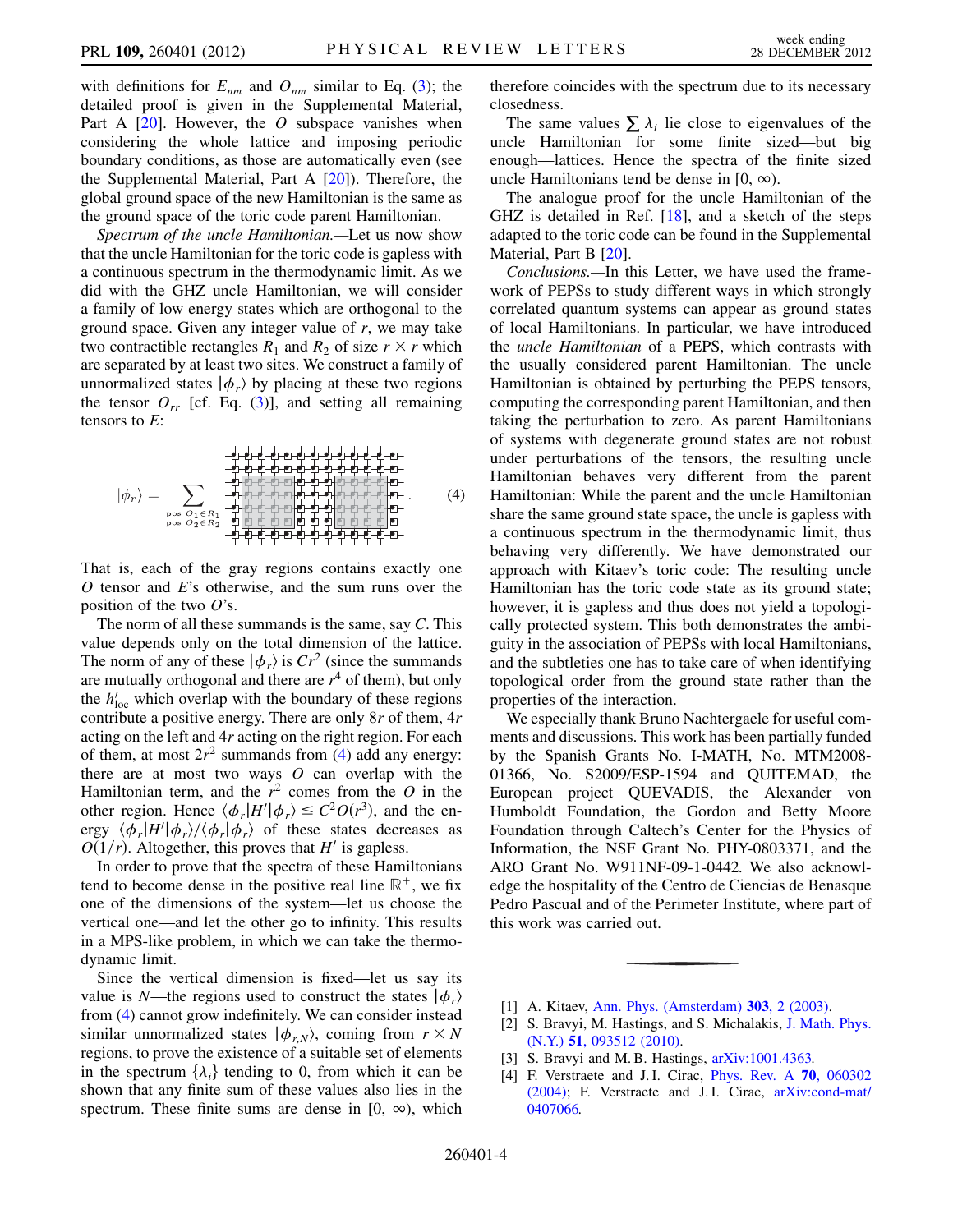with definitions for $E_{nm}$ and $O_{nm}$ similar to Eq. (3); the detailed proof is given in the Supplemental Material, Part A [20]. However, the $O$ subspace vanishes when considering the whole lattice and imposing periodic boundary conditions, as those are automatically even (see the Supplemental Material, Part A [20]). Therefore, the global ground space of the new Hamiltonian is the same as the ground space of the toric code parent Hamiltonian.

*Spectrum of the uncle Hamiltonian.*—Let us now show that the uncle Hamiltonian for the toric code is gapless with a continuous spectrum in the thermodynamic limit. As we did with the GHZ uncle Hamiltonian, we will consider a family of low energy states which are orthogonal to the ground space. Given any integer value of $r$, we may take two contractible rectangles $R_1$ and $R_2$ of size $r \times r$ which are separated by at least two sites. We construct a family of unnormalized states $|\phi_r\rangle$ by placing at these two regions the tensor $O_{rr}$ [cf. Eq. (3)], and setting all remaining tensors to $E$:

$$|\phi_r\rangle = \sum_{\substack{\text{pos } O_1 \in R_1 \\ \text{pos } O_2 \in R_2}} [\text{tensor network diagram}] . \quad (4)$$

That is, each of the gray regions contains exactly one $O$ tensor and $E$'s otherwise, and the sum runs over the position of the two $O$'s.

The norm of all these summands is the same, say $C$. This value depends only on the total dimension of the lattice. The norm of any of these $|\phi_r\rangle$ is $Cr^2$ (since the summands are mutually orthogonal and there are $r^4$ of them), but only the $h'_{\rm loc}$ which overlap with the boundary of these regions contribute a positive energy. There are only $8r$ of them, $4r$ acting on the left and $4r$ acting on the right region. For each of them, at most $2r^2$ summands from (4) add any energy: there are at most two ways $O$ can overlap with the Hamiltonian term, and the $r^2$ comes from the $O$ in the other region. Hence $\langle\phi_r|H'|\phi_r\rangle \leq C^2 O(r^3)$, and the energy $\langle\phi_r|H'|\phi_r\rangle/\langle\phi_r|\phi_r\rangle$ of these states decreases as $O(1/r)$. Altogether, this proves that $H'$ is gapless.

In order to prove that the spectra of these Hamiltonians tend to become dense in the positive real line $\mathbb{R}^+$, we fix one of the dimensions of the system—let us choose the vertical one—and let the other go to infinity. This results in a MPS-like problem, in which we can take the thermodynamic limit.

Since the vertical dimension is fixed—let us say its value is $N$—the regions used to construct the states $|\phi_r\rangle$ from (4) cannot grow indefinitely. We can consider instead similar unnormalized states $|\phi_{r,N}\rangle$, coming from $r \times N$ regions, to prove the existence of a suitable set of elements in the spectrum $\{\lambda_i\}$ tending to 0, from which it can be shown that any finite sum of these values also lies in the spectrum. These finite sums are dense in $[0, \infty)$, which therefore coincides with the spectrum due to its necessary closedness.

The same values $\sum \lambda_i$ lie close to eigenvalues of the uncle Hamiltonian for some finite sized—but big enough—lattices. Hence the spectra of the finite sized uncle Hamiltonians tend be dense in $[0, \infty)$.

The analogue proof for the uncle Hamiltonian of the GHZ is detailed in Ref. [18], and a sketch of the steps adapted to the toric code can be found in the Supplemental Material, Part B [20].

*Conclusions.*—In this Letter, we have used the framework of PEPSs to study different ways in which strongly correlated quantum systems can appear as ground states of local Hamiltonians. In particular, we have introduced the *uncle Hamiltonian* of a PEPS, which contrasts with the usually considered parent Hamiltonian. The uncle Hamiltonian is obtained by perturbing the PEPS tensors, computing the corresponding parent Hamiltonian, and then taking the perturbation to zero. As parent Hamiltonians of systems with degenerate ground states are not robust under perturbations of the tensors, the resulting uncle Hamiltonian behaves very different from the parent Hamiltonian: While the parent and the uncle Hamiltonian share the same ground state space, the uncle is gapless with a continuous spectrum in the thermodynamic limit, thus behaving very differently. We have demonstrated our approach with Kitaev's toric code: The resulting uncle Hamiltonian has the toric code state as its ground state; however, it is gapless and thus does not yield a topologically protected system. This both demonstrates the ambiguity in the association of PEPSs with local Hamiltonians, and the subtleties one has to take care of when identifying topological order from the ground state rather than the properties of the interaction.

We especially thank Bruno Nachtergaele for useful comments and discussions. This work has been partially funded by the Spanish Grants No. I-MATH, No. MTM2008-01366, No. S2009/ESP-1594 and QUITEMAD, the European project QUEVADIS, the Alexander von Humboldt Foundation, the Gordon and Betty Moore Foundation through Caltech's Center for the Physics of Information, the NSF Grant No. PHY-0803371, and the ARO Grant No. W911NF-09-1-0442. We also acknowledge the hospitality of the Centro de Ciencias de Benasque Pedro Pascual and of the Perimeter Institute, where part of this work was carried out.

---

[1] A. Kitaev, Ann. Phys. (Amsterdam) **303**, 2 (2003).

[2] S. Bravyi, M. Hastings, and S. Michalakis, J. Math. Phys. (N.Y.) **51**, 093512 (2010).

[3] S. Bravyi and M. B. Hastings, arXiv:1001.4363.

[4] F. Verstraete and J. I. Cirac, Phys. Rev. A **70**, 060302 (2004); F. Verstraete and J. I. Cirac, arXiv:cond-mat/0407066.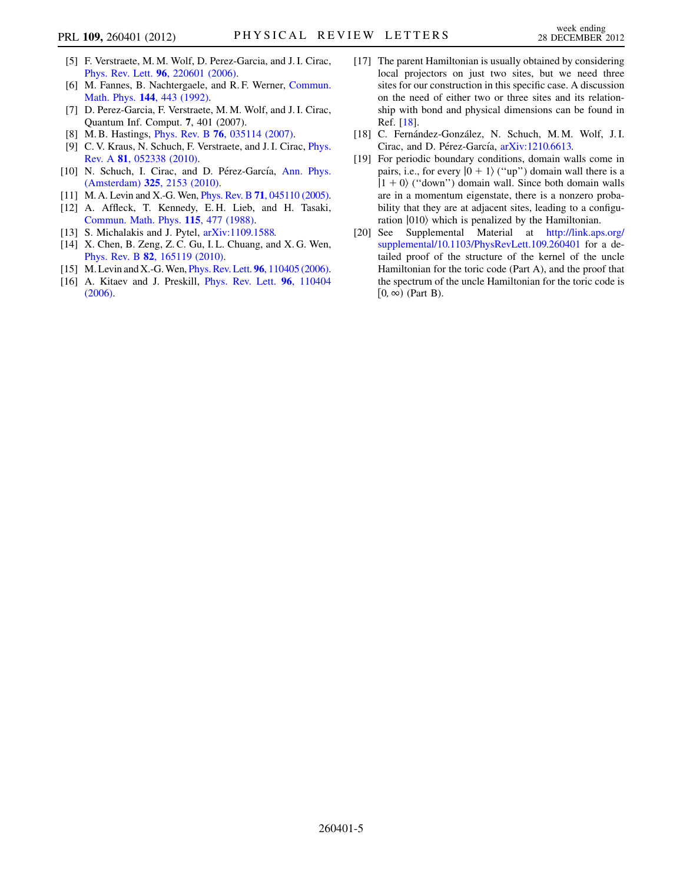[5] F. Verstraete, M. M. Wolf, D. Perez-Garcia, and J. I. Cirac, Phys. Rev. Lett. **96**, 220601 (2006).

[6] M. Fannes, B. Nachtergaele, and R. F. Werner, Commun. Math. Phys. **144**, 443 (1992).

[7] D. Perez-Garcia, F. Verstraete, M. M. Wolf, and J. I. Cirac, Quantum Inf. Comput. **7**, 401 (2007).

[8] M. B. Hastings, Phys. Rev. B **76**, 035114 (2007).

[9] C. V. Kraus, N. Schuch, F. Verstraete, and J. I. Cirac, Phys. Rev. A **81**, 052338 (2010).

[10] N. Schuch, I. Cirac, and D. Pérez-García, Ann. Phys. (Amsterdam) **325**, 2153 (2010).

[11] M. A. Levin and X.-G. Wen, Phys. Rev. B **71**, 045110 (2005).

[12] A. Affleck, T. Kennedy, E. H. Lieb, and H. Tasaki, Commun. Math. Phys. **115**, 477 (1988).

[13] S. Michalakis and J. Pytel, arXiv:1109.1588.

[14] X. Chen, B. Zeng, Z. C. Gu, I. L. Chuang, and X. G. Wen, Phys. Rev. B **82**, 165119 (2010).

[15] M. Levin and X.-G. Wen, Phys. Rev. Lett. **96**, 110405 (2006).

[16] A. Kitaev and J. Preskill, Phys. Rev. Lett. **96**, 110404 (2006).

[17] The parent Hamiltonian is usually obtained by considering local projectors on just two sites, but we need three sites for our construction in this specific case. A discussion on the need of either two or three sites and its relationship with bond and physical dimensions can be found in Ref. [18].

[18] C. Fernández-González, N. Schuch, M. M. Wolf, J. I. Cirac, and D. Pérez-García, arXiv:1210.6613.

[19] For periodic boundary conditions, domain walls come in pairs, i.e., for every $|0+1\rangle$ ("up") domain wall there is a $|1+0\rangle$ ("down") domain wall. Since both domain walls are in a momentum eigenstate, there is a nonzero probability that they are at adjacent sites, leading to a configuration $|010\rangle$ which is penalized by the Hamiltonian.

[20] See Supplemental Material at http://link.aps.org/supplemental/10.1103/PhysRevLett.109.260401 for a detailed proof of the structure of the kernel of the uncle Hamiltonian for the toric code (Part A), and the proof that the spectrum of the uncle Hamiltonian for the toric code is $[0, \infty)$ (Part B).